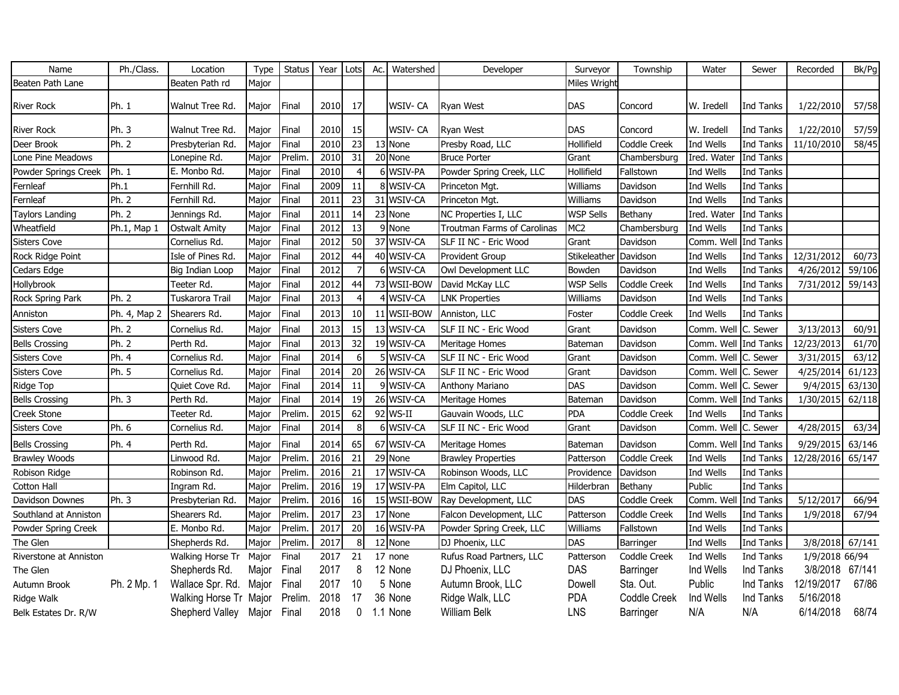| Name | Ph./Class. | Location | Type | Status | Year | Lots | Ac. | Watershed | Developer | Surveyor | Township | Water | Sewer | Recorded | Bk/Pg |
|---|---|---|---|---|---|---|---|---|---|---|---|---|---|---|---|
| Beaten Path Lane | | Beaten Path rd | Major | | | | | | | Miles Wright | | | | | |
| River Rock | Ph. 1 | Walnut Tree Rd. | Major | Final | 2010 | 17 | | WSIV- CA | Ryan West | DAS | Concord | W. Iredell | Ind Tanks | 1/22/2010 | 57/58 |
| River Rock | Ph. 3 | Walnut Tree Rd. | Major | Final | 2010 | 15 | | WSIV- CA | Ryan West | DAS | Concord | W. Iredell | Ind Tanks | 1/22/2010 | 57/59 |
| Deer Brook | Ph. 2 | Presbyterian Rd. | Major | Final | 2010 | 23 | 13 | None | Presby Road, LLC | Hollifield | Coddle Creek | Ind Wells | Ind Tanks | 11/10/2010 | 58/45 |
| Lone Pine Meadows | | Lonepine Rd. | Major | Prelim. | 2010 | 31 | 20 | None | Bruce Porter | Grant | Chambersburg | Ired. Water | Ind Tanks | | |
| Powder Springs Creek | Ph. 1 | E. Monbo Rd. | Major | Final | 2010 | 4 | 6 | WSIV-PA | Powder Spring Creek, LLC | Hollifield | Fallstown | Ind Wells | Ind Tanks | | |
| Fernleaf | Ph.1 | Fernhill Rd. | Major | Final | 2009 | 11 | 8 | WSIV-CA | Princeton Mgt. | Williams | Davidson | Ind Wells | Ind Tanks | | |
| Fernleaf | Ph. 2 | Fernhill Rd. | Major | Final | 2011 | 23 | 31 | WSIV-CA | Princeton Mgt. | Williams | Davidson | Ind Wells | Ind Tanks | | |
| Taylors Landing | Ph. 2 | Jennings Rd. | Major | Final | 2011 | 14 | 23 | None | NC Properties I, LLC | WSP Sells | Bethany | Ired. Water | Ind Tanks | | |
| Wheatfield | Ph.1, Map 1 | Ostwalt Amity | Major | Final | 2012 | 13 | 9 | None | Troutman Farms of Carolinas | MC2 | Chambersburg | Ind Wells | Ind Tanks | | |
| Sisters Cove | | Cornelius Rd. | Major | Final | 2012 | 50 | 37 | WSIV-CA | SLF II NC - Eric Wood | Grant | Davidson | Comm. Well | Ind Tanks | | |
| Rock Ridge Point | | Isle of Pines Rd. | Major | Final | 2012 | 44 | 40 | WSIV-CA | Provident Group | Stikeleather | Davidson | Ind Wells | Ind Tanks | 12/31/2012 | 60/73 |
| Cedars Edge | | Big Indian Loop | Major | Final | 2012 | 7 | 6 | WSIV-CA | Owl Development LLC | Bowden | Davidson | Ind Wells | Ind Tanks | 4/26/2012 | 59/106 |
| Hollybrook | | Teeter Rd. | Major | Final | 2012 | 44 | 73 | WSII-BOW | David McKay LLC | WSP Sells | Coddle Creek | Ind Wells | Ind Tanks | 7/31/2012 | 59/143 |
| Rock Spring Park | Ph. 2 | Tuskarora Trail | Major | Final | 2013 | 4 | 4 | WSIV-CA | LNK Properties | Williams | Davidson | Ind Wells | Ind Tanks | | |
| Anniston | Ph. 4, Map 2 | Shearers Rd. | Major | Final | 2013 | 10 | 11 | WSII-BOW | Anniston, LLC | Foster | Coddle Creek | Ind Wells | Ind Tanks | | |
| Sisters Cove | Ph. 2 | Cornelius Rd. | Major | Final | 2013 | 15 | 13 | WSIV-CA | SLF II NC - Eric Wood | Grant | Davidson | Comm. Well | C. Sewer | 3/13/2013 | 60/91 |
| Bells Crossing | Ph. 2 | Perth Rd. | Major | Final | 2013 | 32 | 19 | WSIV-CA | Meritage Homes | Bateman | Davidson | Comm. Well | Ind Tanks | 12/23/2013 | 61/70 |
| Sisters Cove | Ph. 4 | Cornelius Rd. | Major | Final | 2014 | 6 | 5 | WSIV-CA | SLF II NC - Eric Wood | Grant | Davidson | Comm. Well | C. Sewer | 3/31/2015 | 63/12 |
| Sisters Cove | Ph. 5 | Cornelius Rd. | Major | Final | 2014 | 20 | 26 | WSIV-CA | SLF II NC - Eric Wood | Grant | Davidson | Comm. Well | C. Sewer | 4/25/2014 | 61/123 |
| Ridge Top | | Quiet Cove Rd. | Major | Final | 2014 | 11 | 9 | WSIV-CA | Anthony Mariano | DAS | Davidson | Comm. Well | C. Sewer | 9/4/2015 | 63/130 |
| Bells Crossing | Ph. 3 | Perth Rd. | Major | Final | 2014 | 19 | 26 | WSIV-CA | Meritage Homes | Bateman | Davidson | Comm. Well | Ind Tanks | 1/30/2015 | 62/118 |
| Creek Stone | | Teeter Rd. | Major | Prelim. | 2015 | 62 | 92 | WS-II | Gauvain Woods, LLC | PDA | Coddle Creek | Ind Wells | Ind Tanks | | |
| Sisters Cove | Ph. 6 | Cornelius Rd. | Major | Final | 2014 | 8 | 6 | WSIV-CA | SLF II NC - Eric Wood | Grant | Davidson | Comm. Well | C. Sewer | 4/28/2015 | 63/34 |
| Bells Crossing | Ph. 4 | Perth Rd. | Major | Final | 2014 | 65 | 67 | WSIV-CA | Meritage Homes | Bateman | Davidson | Comm. Well | Ind Tanks | 9/29/2015 | 63/146 |
| Brawley Woods | | Linwood Rd. | Major | Prelim. | 2016 | 21 | 29 | None | Brawley Properties | Patterson | Coddle Creek | Ind Wells | Ind Tanks | 12/28/2016 | 65/147 |
| Robison Ridge | | Robinson Rd. | Major | Prelim. | 2016 | 21 | 17 | WSIV-CA | Robinson Woods, LLC | Providence | Davidson | Ind Wells | Ind Tanks | | |
| Cotton Hall | | Ingram Rd. | Major | Prelim. | 2016 | 19 | 17 | WSIV-PA | Elm Capitol, LLC | Hilderbran | Bethany | Public | Ind Tanks | | |
| Davidson Downes | Ph. 3 | Presbyterian Rd. | Major | Prelim. | 2016 | 16 | 15 | WSII-BOW | Ray Development, LLC | DAS | Coddle Creek | Comm. Well | Ind Tanks | 5/12/2017 | 66/94 |
| Southland at Anniston | | Shearers Rd. | Major | Prelim. | 2017 | 23 | 17 | None | Falcon Development, LLC | Patterson | Coddle Creek | Ind Wells | Ind Tanks | 1/9/2018 | 67/94 |
| Powder Spring Creek | | E. Monbo Rd. | Major | Prelim. | 2017 | 20 | 16 | WSIV-PA | Powder Spring Creek, LLC | Williams | Fallstown | Ind Wells | Ind Tanks | | |
| The Glen | | Shepherds Rd. | Major | Prelim. | 2017 | 8 | 12 | None | DJ Phoenix, LLC | DAS | Barringer | Ind Wells | Ind Tanks | 3/8/2018 | 67/141 |
| Riverstone at Anniston | | Walking Horse Tr | Major | Final | 2017 | 21 | 17 | none | Rufus Road Partners, LLC | Patterson | Coddle Creek | Ind Wells | Ind Tanks | 1/9/2018 | 66/94 |
| The Glen | | Shepherds Rd. | Major | Final | 2017 | 8 | 12 | None | DJ Phoenix, LLC | DAS | Barringer | Ind Wells | Ind Tanks | 3/8/2018 | 67/141 |
| Autumn Brook | Ph. 2 Mp. 1 | Wallace Spr. Rd. | Major | Final | 2017 | 10 | 5 | None | Autumn Brook, LLC | Dowell | Sta. Out. | Public | Ind Tanks | 12/19/2017 | 67/86 |
| Ridge Walk | | Walking Horse Tr | Major | Prelim. | 2018 | 17 | 36 | None | Ridge Walk, LLC | PDA | Coddle Creek | Ind Wells | Ind Tanks | 5/16/2018 | |
| Belk Estates Dr. R/W | | Shepherd Valley | Major | Final | 2018 | 0 | 1.1 | None | William Belk | LNS | Barringer | N/A | N/A | 6/14/2018 | 68/74 |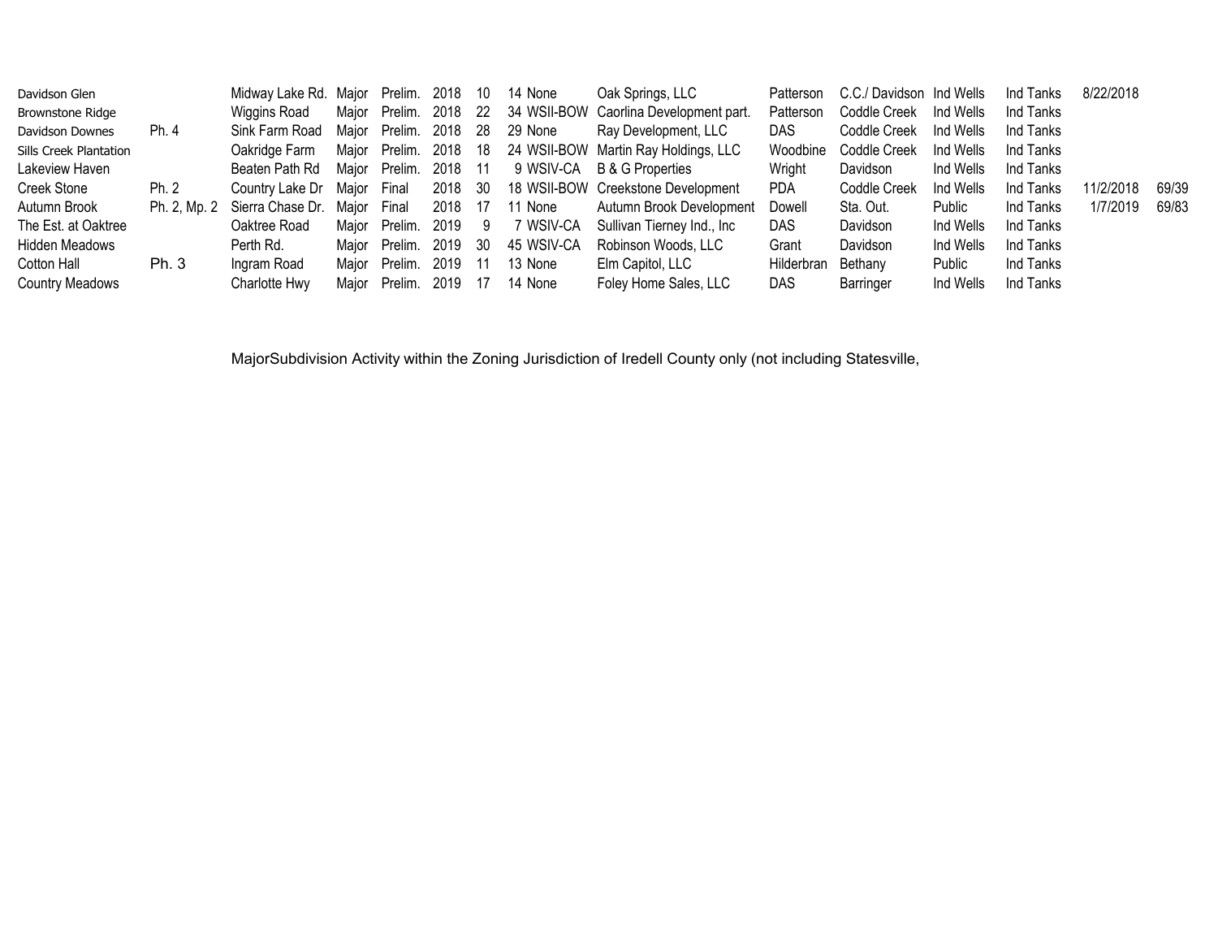| | | | | | | | | | | | | | | | | |
|---|---|---|---|---|---|---|---|---|---|---|---|---|---|---|---|---|
| Davidson Glen | | Midway Lake Rd. | Major | Prelim. | 2018 | 10 | 14 | None | Oak Springs, LLC | Patterson | C.C./ Davidson | Ind Wells | Ind Tanks | 8/22/2018 | |
| Brownstone Ridge | | Wiggins Road | Major | Prelim. | 2018 | 22 | 34 | WSII-BOW | Caorlina Development part. | Patterson | Coddle Creek | Ind Wells | Ind Tanks | | |
| Davidson Downes | Ph. 4 | Sink Farm Road | Major | Prelim. | 2018 | 28 | 29 | None | Ray Development, LLC | DAS | Coddle Creek | Ind Wells | Ind Tanks | | |
| Sills Creek Plantation | | Oakridge Farm | Major | Prelim. | 2018 | 18 | 24 | WSII-BOW | Martin Ray Holdings, LLC | Woodbine | Coddle Creek | Ind Wells | Ind Tanks | | |
| Lakeview Haven | | Beaten Path Rd | Major | Prelim. | 2018 | 11 | 9 | WSIV-CA | B & G Properties | Wright | Davidson | Ind Wells | Ind Tanks | | |
| Creek Stone | Ph. 2 | Country Lake Dr | Major | Final | 2018 | 30 | 18 | WSII-BOW | Creekstone Development | PDA | Coddle Creek | Ind Wells | Ind Tanks | 11/2/2018 | 69/39 |
| Autumn Brook | Ph. 2, Mp. 2 | Sierra Chase Dr. | Major | Final | 2018 | 17 | 11 | None | Autumn Brook Development | Dowell | Sta. Out. | Public | Ind Tanks | 1/7/2019 | 69/83 |
| The Est. at Oaktree | | Oaktree Road | Major | Prelim. | 2019 | 9 | 7 | WSIV-CA | Sullivan Tierney Ind., Inc | DAS | Davidson | Ind Wells | Ind Tanks | | |
| Hidden Meadows | | Perth Rd. | Major | Prelim. | 2019 | 30 | 45 | WSIV-CA | Robinson Woods, LLC | Grant | Davidson | Ind Wells | Ind Tanks | | |
| Cotton Hall | Ph. 3 | Ingram Road | Major | Prelim. | 2019 | 11 | 13 | None | Elm Capitol, LLC | Hilderbran | Bethany | Public | Ind Tanks | | |
| Country Meadows | | Charlotte Hwy | Major | Prelim. | 2019 | 17 | 14 | None | Foley Home Sales, LLC | DAS | Barringer | Ind Wells | Ind Tanks | | |

MajorSubdivision Activity within the Zoning Jurisdiction of Iredell County only (not including Statesville,